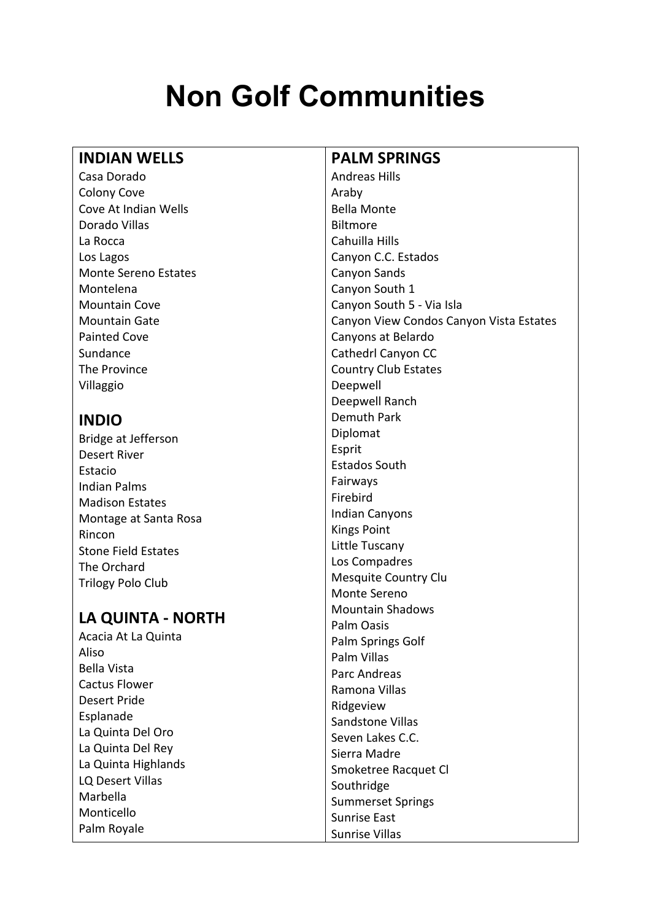# Non Golf Communities

## INDIAN WELLS

Casa Dorado
Colony Cove
Cove At Indian Wells
Dorado Villas
La Rocca
Los Lagos
Monte Sereno Estates
Montelena
Mountain Cove
Mountain Gate
Painted Cove
Sundance
The Province
Villaggio

## INDIO

Bridge at Jefferson
Desert River
Estacio
Indian Palms
Madison Estates
Montage at Santa Rosa
Rincon
Stone Field Estates
The Orchard
Trilogy Polo Club

## LA QUINTA - NORTH

Acacia At La Quinta
Aliso
Bella Vista
Cactus Flower
Desert Pride
Esplanade
La Quinta Del Oro
La Quinta Del Rey
La Quinta Highlands
LQ Desert Villas
Marbella
Monticello
Palm Royale

## PALM SPRINGS

Andreas Hills
Araby
Bella Monte
Biltmore
Cahuilla Hills
Canyon C.C. Estados
Canyon Sands
Canyon South 1
Canyon South 5 - Via Isla
Canyon View Condos Canyon Vista Estates
Canyons at Belardo
Cathedrl Canyon CC
Country Club Estates
Deepwell
Deepwell Ranch
Demuth Park
Diplomat
Esprit
Estados South
Fairways
Firebird
Indian Canyons
Kings Point
Little Tuscany
Los Compadres
Mesquite Country Clu
Monte Sereno
Mountain Shadows
Palm Oasis
Palm Springs Golf
Palm Villas
Parc Andreas
Ramona Villas
Ridgeview
Sandstone Villas
Seven Lakes C.C.
Sierra Madre
Smoketree Racquet Cl
Southridge
Summerset Springs
Sunrise East
Sunrise Villas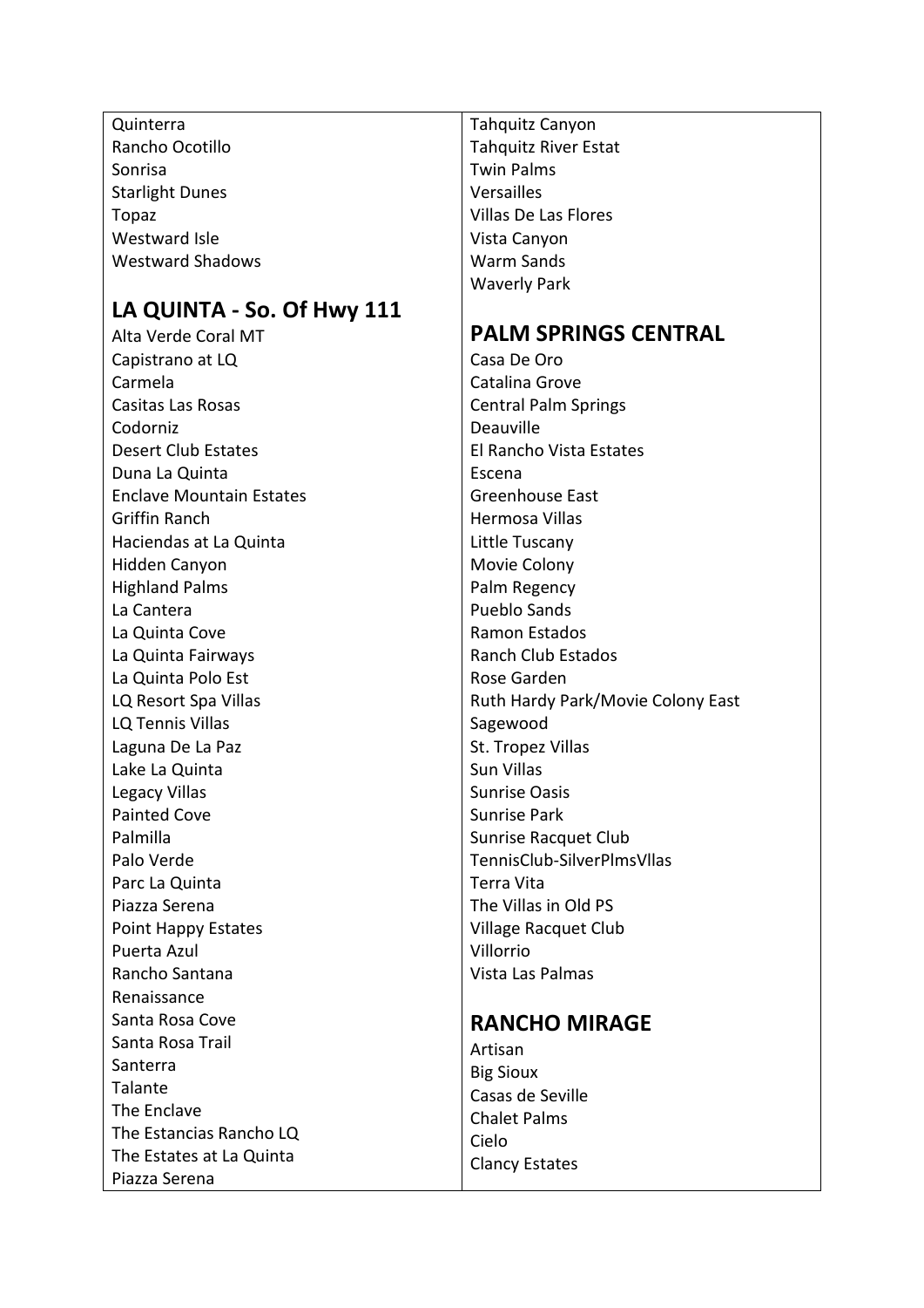Quinterra
Rancho Ocotillo
Sonrisa
Starlight Dunes
Topaz
Westward Isle
Westward Shadows

## LA QUINTA - So. Of Hwy 111

Alta Verde Coral MT
Capistrano at LQ
Carmela
Casitas Las Rosas
Codorniz
Desert Club Estates
Duna La Quinta
Enclave Mountain Estates
Griffin Ranch
Haciendas at La Quinta
Hidden Canyon
Highland Palms
La Cantera
La Quinta Cove
La Quinta Fairways
La Quinta Polo Est
LQ Resort Spa Villas
LQ Tennis Villas
Laguna De La Paz
Lake La Quinta
Legacy Villas
Painted Cove
Palmilla
Palo Verde
Parc La Quinta
Piazza Serena
Point Happy Estates
Puerta Azul
Rancho Santana
Renaissance
Santa Rosa Cove
Santa Rosa Trail
Santerra
Talante
The Enclave
The Estancias Rancho LQ
The Estates at La Quinta
Piazza Serena

Tahquitz Canyon
Tahquitz River Estat
Twin Palms
Versailles
Villas De Las Flores
Vista Canyon
Warm Sands
Waverly Park

## PALM SPRINGS CENTRAL

Casa De Oro
Catalina Grove
Central Palm Springs
Deauville
El Rancho Vista Estates
Escena
Greenhouse East
Hermosa Villas
Little Tuscany
Movie Colony
Palm Regency
Pueblo Sands
Ramon Estados
Ranch Club Estados
Rose Garden
Ruth Hardy Park/Movie Colony East
Sagewood
St. Tropez Villas
Sun Villas
Sunrise Oasis
Sunrise Park
Sunrise Racquet Club
TennisClub-SilverPlmsVllas
Terra Vita
The Villas in Old PS
Village Racquet Club
Villorrio
Vista Las Palmas

## RANCHO MIRAGE

Artisan
Big Sioux
Casas de Seville
Chalet Palms
Cielo
Clancy Estates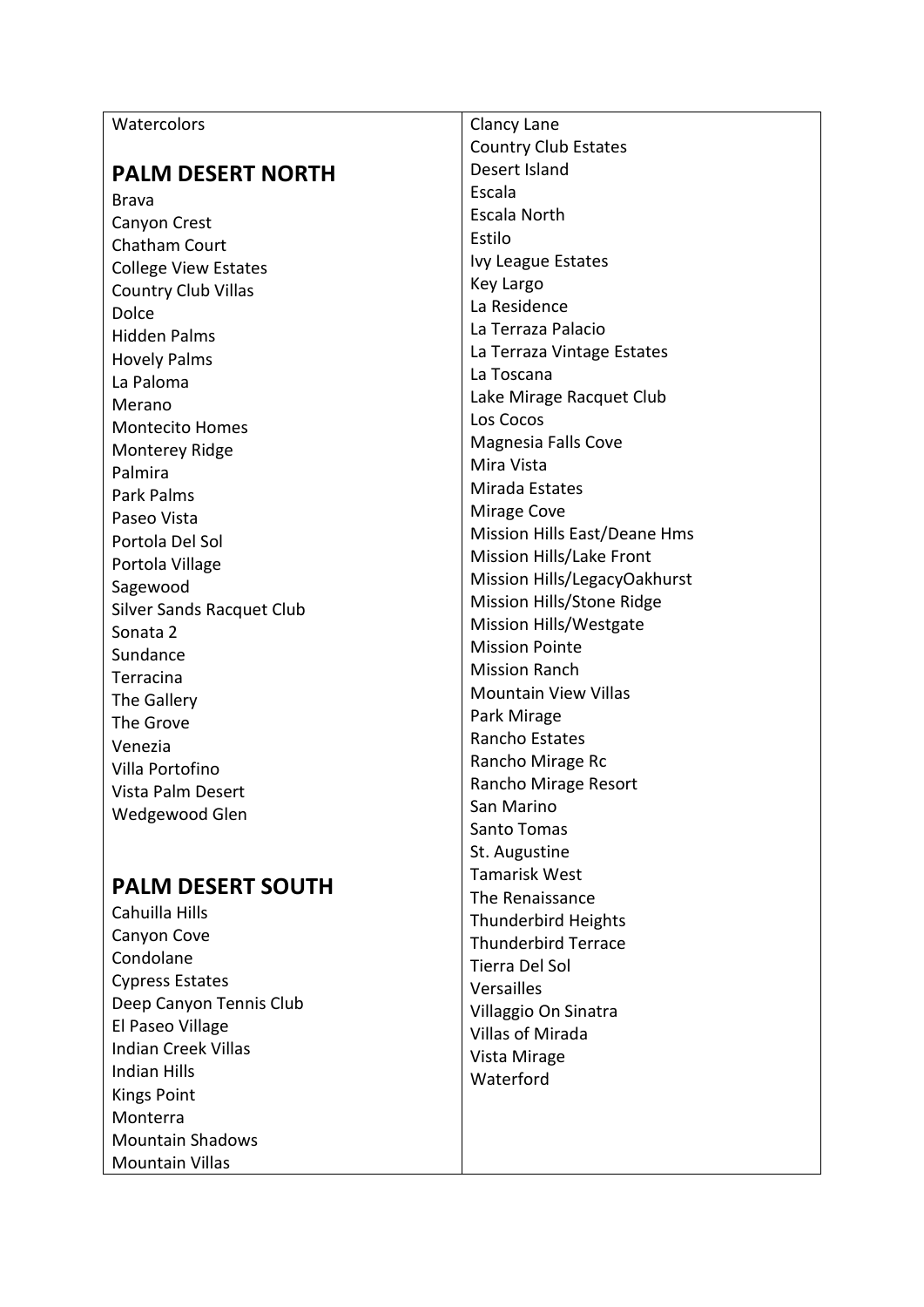Watercolors

## PALM DESERT NORTH

Brava
Canyon Crest
Chatham Court
College View Estates
Country Club Villas
Dolce
Hidden Palms
Hovely Palms
La Paloma
Merano
Montecito Homes
Monterey Ridge
Palmira
Park Palms
Paseo Vista
Portola Del Sol
Portola Village
Sagewood
Silver Sands Racquet Club
Sonata 2
Sundance
Terracina
The Gallery
The Grove
Venezia
Villa Portofino
Vista Palm Desert
Wedgewood Glen

## PALM DESERT SOUTH

Cahuilla Hills
Canyon Cove
Condolane
Cypress Estates
Deep Canyon Tennis Club
El Paseo Village
Indian Creek Villas
Indian Hills
Kings Point
Monterra
Mountain Shadows
Mountain Villas

Clancy Lane
Country Club Estates
Desert Island
Escala
Escala North
Estilo
Ivy League Estates
Key Largo
La Residence
La Terraza Palacio
La Terraza Vintage Estates
La Toscana
Lake Mirage Racquet Club
Los Cocos
Magnesia Falls Cove
Mira Vista
Mirada Estates
Mirage Cove
Mission Hills East/Deane Hms
Mission Hills/Lake Front
Mission Hills/LegacyOakhurst
Mission Hills/Stone Ridge
Mission Hills/Westgate
Mission Pointe
Mission Ranch
Mountain View Villas
Park Mirage
Rancho Estates
Rancho Mirage Rc
Rancho Mirage Resort
San Marino
Santo Tomas
St. Augustine
Tamarisk West
The Renaissance
Thunderbird Heights
Thunderbird Terrace
Tierra Del Sol
Versailles
Villaggio On Sinatra
Villas of Mirada
Vista Mirage
Waterford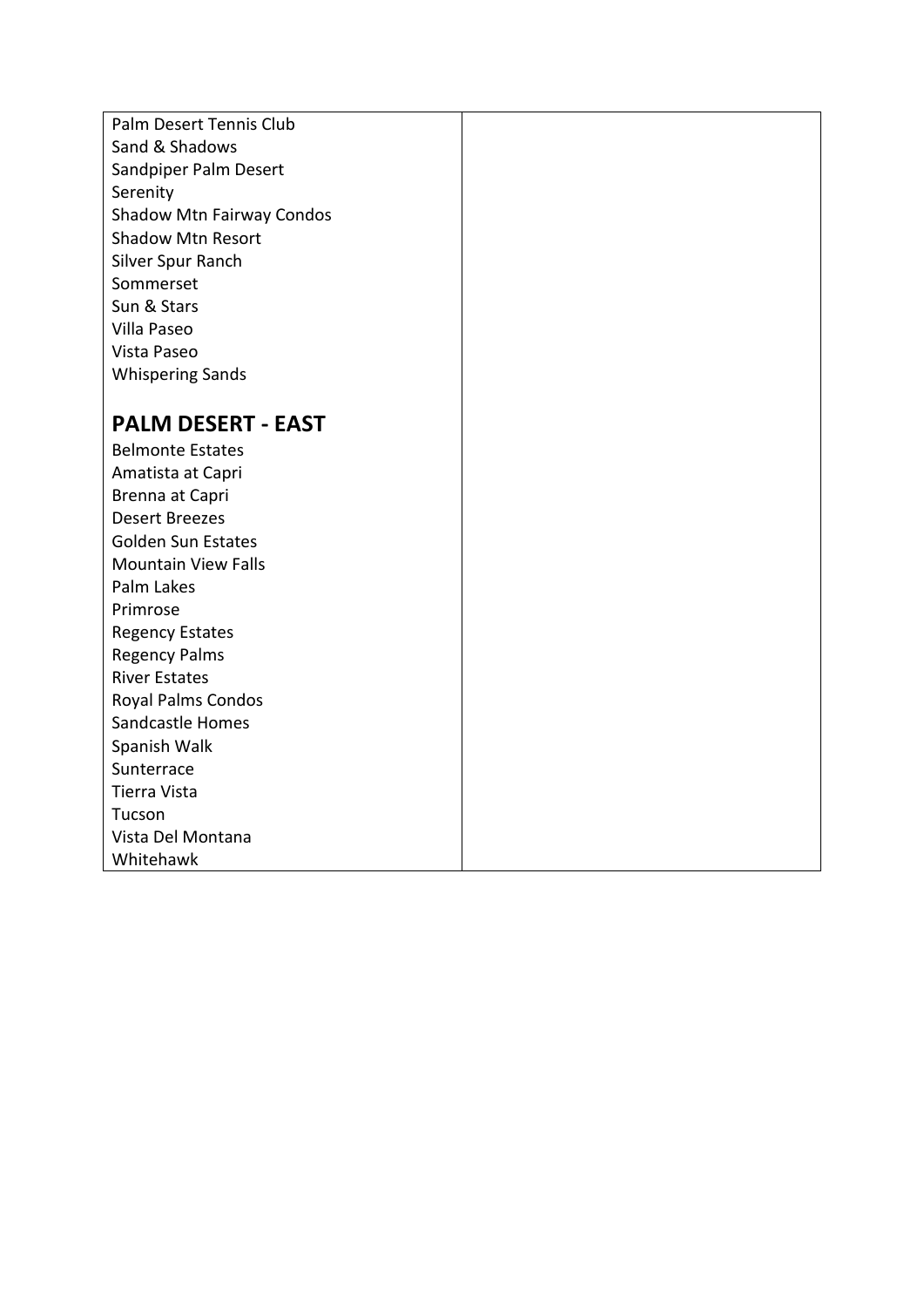| | |
|---|---|
| Palm Desert Tennis Club<br>Sand & Shadows<br>Sandpiper Palm Desert<br>Serenity<br>Shadow Mtn Fairway Condos<br>Shadow Mtn Resort<br>Silver Spur Ranch<br>Sommerset<br>Sun & Stars<br>Villa Paseo<br>Vista Paseo<br>Whispering Sands<br><br>**PALM DESERT - EAST**<br>Belmonte Estates<br>Amatista at Capri<br>Brenna at Capri<br>Desert Breezes<br>Golden Sun Estates<br>Mountain View Falls<br>Palm Lakes<br>Primrose<br>Regency Estates<br>Regency Palms<br>River Estates<br>Royal Palms Condos<br>Sandcastle Homes<br>Spanish Walk<br>Sunterrace<br>Tierra Vista<br>Tucson<br>Vista Del Montana<br>Whitehawk | |